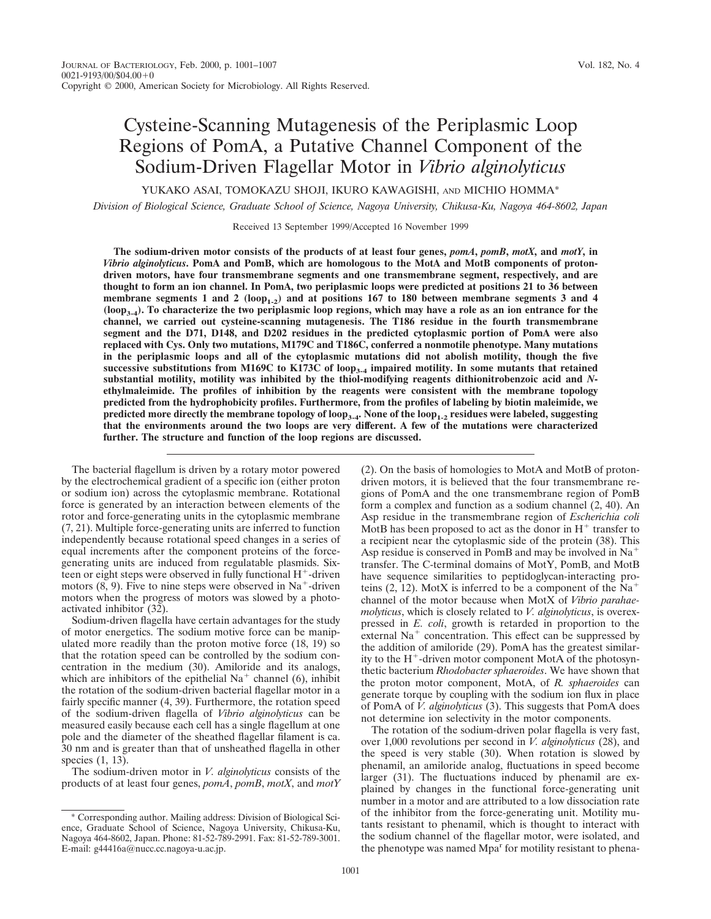# Cysteine-Scanning Mutagenesis of the Periplasmic Loop Regions of PomA, a Putative Channel Component of the Sodium-Driven Flagellar Motor in *Vibrio alginolyticus*

YUKAKO ASAI, TOMOKAZU SHOJI, IKURO KAWAGISHI, AND MICHIO HOMMA*

*Division of Biological Science, Graduate School of Science, Nagoya University, Chikusa-Ku, Nagoya 464-8602, Japan*

Received 13 September 1999/Accepted 16 November 1999

**The sodium-driven motor consists of the products of at least four genes, *pomA*, *pomB*, *motX*, and *motY*, in *Vibrio alginolyticus*. PomA and PomB, which are homologous to the MotA and MotB components of proton-driven motors, have four transmembrane segments and one transmembrane segment, respectively, and are thought to form an ion channel. In PomA, two periplasmic loops were predicted at positions 21 to 36 between membrane segments 1 and 2 (loop$_{1\text{-}2}$) and at positions 167 to 180 between membrane segments 3 and 4 (loop$_{3\text{-}4}$). To characterize the two periplasmic loop regions, which may have a role as an ion entrance for the channel, we carried out cysteine-scanning mutagenesis. The T186 residue in the fourth transmembrane segment and the D71, D148, and D202 residues in the predicted cytoplasmic portion of PomA were also replaced with Cys. Only two mutations, M179C and T186C, conferred a nonmotile phenotype. Many mutations in the periplasmic loops and all of the cytoplasmic mutations did not abolish motility, though the five successive substitutions from M169C to K173C of loop$_{3\text{-}4}$ impaired motility. In some mutants that retained substantial motility, motility was inhibited by the thiol-modifying reagents dithionitrobenzoic acid and *N*-ethylmaleimide. The profiles of inhibition by the reagents were consistent with the membrane topology predicted from the hydrophobicity profiles. Furthermore, from the profiles of labeling by biotin maleimide, we predicted more directly the membrane topology of loop$_{3\text{-}4}$. None of the loop$_{1\text{-}2}$ residues were labeled, suggesting that the environments around the two loops are very different. A few of the mutations were characterized further. The structure and function of the loop regions are discussed.**

The bacterial flagellum is driven by a rotary motor powered by the electrochemical gradient of a specific ion (either proton or sodium ion) across the cytoplasmic membrane. Rotational force is generated by an interaction between elements of the rotor and force-generating units in the cytoplasmic membrane (7, 21). Multiple force-generating units are inferred to function independently because rotational speed changes in a series of equal increments after the component proteins of the force-generating units are induced from regulatable plasmids. Sixteen or eight steps were observed in fully functional $H^+$-driven motors (8, 9). Five to nine steps were observed in $Na^+$-driven motors when the progress of motors was slowed by a photoactivated inhibitor (32).

Sodium-driven flagella have certain advantages for the study of motor energetics. The sodium motive force can be manipulated more readily than the proton motive force (18, 19) so that the rotation speed can be controlled by the sodium concentration in the medium (30). Amiloride and its analogs, which are inhibitors of the epithelial $Na^+$ channel (6), inhibit the rotation of the sodium-driven bacterial flagellar motor in a fairly specific manner (4, 39). Furthermore, the rotation speed of the sodium-driven flagella of *Vibrio alginolyticus* can be measured easily because each cell has a single flagellum at one pole and the diameter of the sheathed flagellar filament is ca. 30 nm and is greater than that of unsheathed flagella in other species (1, 13).

The sodium-driven motor in *V. alginolyticus* consists of the products of at least four genes, *pomA*, *pomB*, *motX*, and *motY* (2). On the basis of homologies to MotA and MotB of proton-driven motors, it is believed that the four transmembrane regions of PomA and the one transmembrane region of PomB form a complex and function as a sodium channel (2, 40). An Asp residue in the transmembrane region of *Escherichia coli* MotB has been proposed to act as the donor in $H^+$ transfer to a recipient near the cytoplasmic side of the protein (38). This Asp residue is conserved in PomB and may be involved in $Na^+$ transfer. The C-terminal domains of MotY, PomB, and MotB have sequence similarities to peptidoglycan-interacting proteins (2, 12). MotX is inferred to be a component of the $Na^+$ channel of the motor because when MotX of *Vibrio parahaemolyticus*, which is closely related to *V. alginolyticus*, is overexpressed in *E. coli*, growth is retarded in proportion to the external $Na^+$ concentration. This effect can be suppressed by the addition of amiloride (29). PomA has the greatest similarity to the $H^+$-driven motor component MotA of the photosynthetic bacterium *Rhodobacter sphaeroides*. We have shown that the proton motor component, MotA, of *R. sphaeroides* can generate torque by coupling with the sodium ion flux in place of PomA of *V. alginolyticus* (3). This suggests that PomA does not determine ion selectivity in the motor components.

The rotation of the sodium-driven polar flagella is very fast, over 1,000 revolutions per second in *V. alginolyticus* (28), and the speed is very stable (30). When rotation is slowed by phenamil, an amiloride analog, fluctuations in speed become larger (31). The fluctuations induced by phenamil are explained by changes in the functional force-generating unit number in a motor and are attributed to a low dissociation rate of the inhibitor from the force-generating unit. Motility mutants resistant to phenamil, which is thought to interact with the sodium channel of the flagellar motor, were isolated, and the phenotype was named Mpa$^r$ for motility resistant to phena-

\* Corresponding author. Mailing address: Division of Biological Science, Graduate School of Science, Nagoya University, Chikusa-Ku, Nagoya 464-8602, Japan. Phone: 81-52-789-2991. Fax: 81-52-789-3001. E-mail: g44416a@nucc.cc.nagoya-u.ac.jp.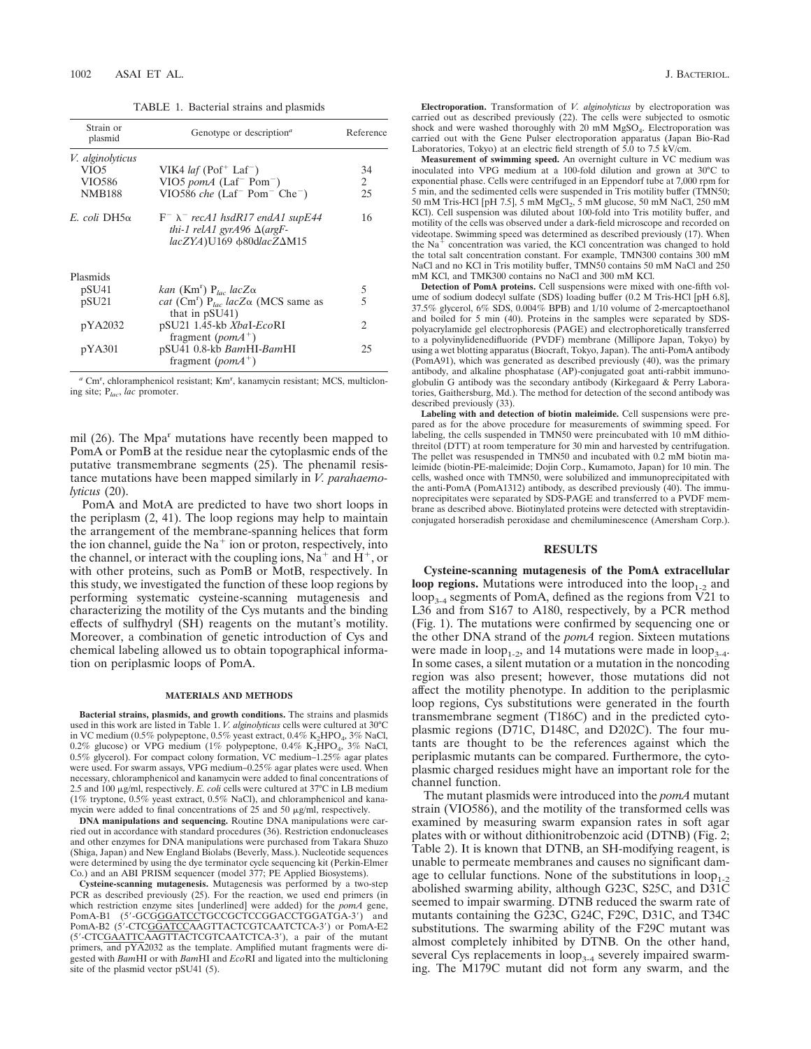TABLE 1. Bacterial strains and plasmids

| Strain or plasmid | Genotype or description[a] | Reference |
|---|---|---|
| *V. alginolyticus* | | |
| VIO5 | VIK4 *laf* (Pof[+] Laf[−]) | 34 |
| VIO586 | VIO5 *pomA* (Laf[−] Pom[−]) | 2 |
| NMB188 | VIO586 *che* (Laf[−] Pom[−] Che[−]) | 25 |
| *E. coli* DH5α | F[−] λ[−] *recA1 hsdR17 endA1 supE44 thi-1 relA1 gyrA96* Δ(*argF-lacZYA*)U169 φ80d*lacZ*ΔM15 | 16 |
| Plasmids | | |
| pSU41 | *kan* (Km[r]) $P_{lac}$ *lacZ*α | 5 |
| pSU21 | *cat* (Cm[r]) $P_{lac}$ *lacZ*α (MCS same as that in pSU41) | 5 |
| pYA2032 | pSU21 1.45-kb *Xba*I-*Eco*RI fragment (*pomA*[+]) | 2 |
| pYA301 | pSU41 0.8-kb *Bam*HI-*Bam*HI fragment (*pomA*[+]) | 25 |

[a] Cm[r], chloramphenicol resistant; Km[r], kanamycin resistant; MCS, multicloning site; $P_{lac}$, *lac* promoter.

mil (26). The Mpa[r] mutations have recently been mapped to PomA or PomB at the residue near the cytoplasmic ends of the putative transmembrane segments (25). The phenamil resistance mutations have been mapped similarly in *V. parahaemolyticus* (20).

PomA and MotA are predicted to have two short loops in the periplasm (2, 41). The loop regions may help to maintain the arrangement of the membrane-spanning helices that form the ion channel, guide the $Na^+$ ion or proton, respectively, into the channel, or interact with the coupling ions, $Na^+$ and $H^+$, or with other proteins, such as PomB or MotB, respectively. In this study, we investigated the function of these loop regions by performing systematic cysteine-scanning mutagenesis and characterizing the motility of the Cys mutants and the binding effects of sulfhydryl (SH) reagents on the mutant's motility. Moreover, a combination of genetic introduction of Cys and chemical labeling allowed us to obtain topographical information on periplasmic loops of PomA.

## MATERIALS AND METHODS

**Bacterial strains, plasmids, and growth conditions.** The strains and plasmids used in this work are listed in Table 1. *V. alginolyticus* cells were cultured at 30°C in VC medium (0.5% polypeptone, 0.5% yeast extract, 0.4% $K_2HPO_4$, 3% NaCl, 0.2% glucose) or VPG medium (1% polypeptone, 0.4% $K_2HPO_4$, 3% NaCl, 0.5% glycerol). For compact colony formation, VC medium–1.25% agar plates were used. For swarm assays, VPG medium–0.25% agar plates were used. When necessary, chloramphenicol and kanamycin were added to final concentrations of 2.5 and 100 μg/ml, respectively. *E. coli* cells were cultured at 37°C in LB medium (1% tryptone, 0.5% yeast extract, 0.5% NaCl), and chloramphenicol and kanamycin were added to final concentrations of 25 and 50 μg/ml, respectively.

**DNA manipulations and sequencing.** Routine DNA manipulations were carried out in accordance with standard procedures (36). Restriction endonucleases and other enzymes for DNA manipulations were purchased from Takara Shuzo (Shiga, Japan) and New England Biolabs (Beverly, Mass.). Nucleotide sequences were determined by using the dye terminator cycle sequencing kit (Perkin-Elmer Co.) and an ABI PRISM sequencer (model 377; PE Applied Biosystems).

**Cysteine-scanning mutagenesis.** Mutagenesis was performed by a two-step PCR as described previously (25). For the reaction, we used end primers (in which restriction enzyme sites [underlined] were added) for the *pomA* gene, PomA-B1 (5′-GCG<u>GGATCC</u>TGCCGCTCCGGACCTGGATGA-3′) and PomA-B2 (5′-CTC<u>GGATCC</u>AAGTTACTCGTCAATCTCA-3′) or PomA-E2 (5′-CTC<u>GAATTC</u>AAGTTACTCGTCAATCTCA-3′), a pair of the mutant primers, and pYA2032 as the template. Amplified mutant fragments were digested with *Bam*HI or with *Bam*HI and *Eco*RI and ligated into the multicloning site of the plasmid vector pSU41 (5).

**Electroporation.** Transformation of *V. alginolyticus* by electroporation was carried out as described previously (22). The cells were subjected to osmotic shock and were washed thoroughly with 20 mM $MgSO_4$. Electroporation was carried out with the Gene Pulser electroporation apparatus (Japan Bio-Rad Laboratories, Tokyo) at an electric field strength of 5.0 to 7.5 kV/cm.

**Measurement of swimming speed.** An overnight culture in VC medium was inoculated into VPG medium at a 100-fold dilution and grown at 30°C to exponential phase. Cells were centrifuged in an Eppendorf tube at 7,000 rpm for 5 min, and the sedimented cells were suspended in Tris motility buffer (TMN50; 50 mM Tris-HCl [pH 7.5], 5 mM $MgCl_2$, 5 mM glucose, 50 mM NaCl, 250 mM KCl). Cell suspension was diluted about 100-fold into Tris motility buffer, and motility of the cells was observed under a dark-field microscope and recorded on videotape. Swimming speed was determined as described previously (17). When the $Na^+$ concentration was varied, the KCl concentration was changed to hold the total salt concentration constant. For example, TMN300 contains 300 mM NaCl and no KCl in Tris motility buffer, TMN50 contains 50 mM NaCl and 250 mM KCl, and TMK300 contains no NaCl and 300 mM KCl.

**Detection of PomA proteins.** Cell suspensions were mixed with one-fifth volume of sodium dodecyl sulfate (SDS) loading buffer (0.2 M Tris-HCl [pH 6.8], 37.5% glycerol, 6% SDS, 0.004% BPB) and 1/10 volume of 2-mercaptoethanol and boiled for 5 min (40). Proteins in the samples were separated by SDS-polyacrylamide gel electrophoresis (PAGE) and electrophoretically transferred to a polyvinylidenedifluoride (PVDF) membrane (Millipore Japan, Tokyo) by using a wet blotting apparatus (Biocraft, Tokyo, Japan). The anti-PomA antibody (PomA91), which was generated as described previously (40), was the primary antibody, and alkaline phosphatase (AP)-conjugated goat anti-rabbit immunoglobulin G antibody was the secondary antibody (Kirkegaard & Perry Laboratories, Gaithersburg, Md.). The method for detection of the second antibody was described previously (33).

**Labeling with and detection of biotin maleimide.** Cell suspensions were prepared as for the above procedure for measurements of swimming speed. For labeling, the cells suspended in TMN50 were preincubated with 10 mM dithiothreitol (DTT) at room temperature for 30 min and harvested by centrifugation. The pellet was resuspended in TMN50 and incubated with 0.2 mM biotin maleimide (biotin-PE-maleimide; Dojin Corp., Kumamoto, Japan) for 10 min. The cells, washed once with TMN50, were solubilized and immunoprecipitated with the anti-PomA (PomA1312) antibody, as described previously (40). The immunoprecipitates were separated by SDS-PAGE and transferred to a PVDF membrane as described above. Biotinylated proteins were detected with streptavidin-conjugated horseradish peroxidase and chemiluminescence (Amersham Corp.).

## RESULTS

**Cysteine-scanning mutagenesis of the PomA extracellular loop regions.** Mutations were introduced into the $loop_{1-2}$ and $loop_{3-4}$ segments of PomA, defined as the regions from V21 to L36 and from S167 to A180, respectively, by a PCR method (Fig. 1). The mutations were confirmed by sequencing one or the other DNA strand of the *pomA* region. Sixteen mutations were made in $loop_{1-2}$, and 14 mutations were made in $loop_{3-4}$. In some cases, a silent mutation or a mutation in the noncoding region was also present; however, those mutations did not affect the motility phenotype. In addition to the periplasmic loop regions, Cys substitutions were generated in the fourth transmembrane segment (T186C) and in the predicted cytoplasmic regions (D71C, D148C, and D202C). The four mutants are thought to be the references against which the periplasmic mutants can be compared. Furthermore, the cytoplasmic charged residues might have an important role for the channel function.

The mutant plasmids were introduced into the *pomA* mutant strain (VIO586), and the motility of the transformed cells was examined by measuring swarm expansion rates in soft agar plates with or without dithionitrobenzoic acid (DTNB) (Fig. 2; Table 2). It is known that DTNB, an SH-modifying reagent, is unable to permeate membranes and causes no significant damage to cellular functions. None of the substitutions in $loop_{1-2}$ abolished swarming ability, although G23C, S25C, and D31C seemed to impair swarming. DTNB reduced the swarm rate of mutants containing the G23C, G24C, F29C, D31C, and T34C substitutions. The swarming ability of the F29C mutant was almost completely inhibited by DTNB. On the other hand, several Cys replacements in $loop_{3-4}$ severely impaired swarming. The M179C mutant did not form any swarm, and the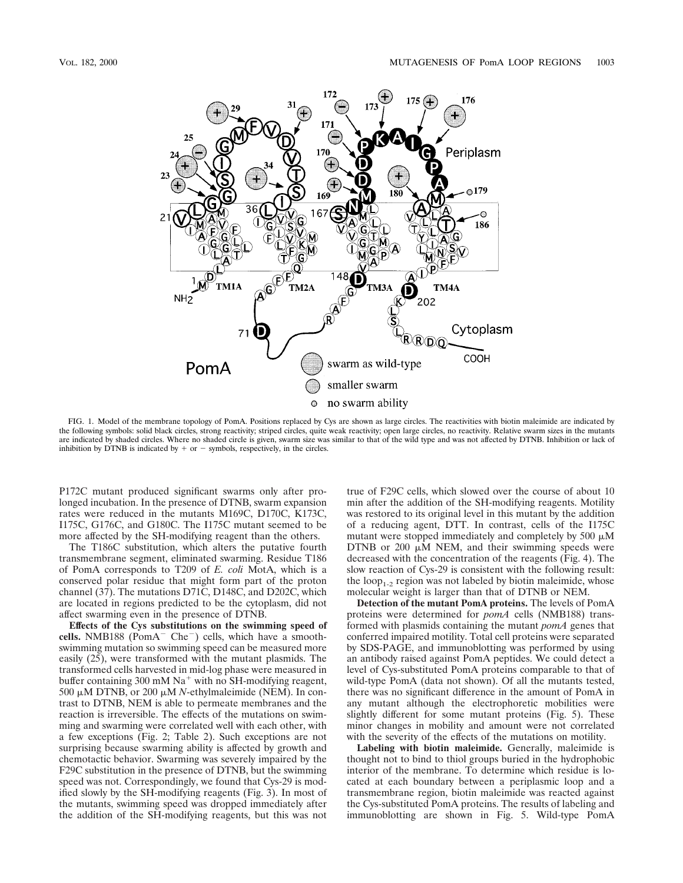FIG. 1. Model of the membrane topology of PomA. Positions replaced by Cys are shown as large circles. The reactivities with biotin maleimide are indicated by the following symbols: solid black circles, strong reactivity; striped circles, quite weak reactivity; open large circles, no reactivity. Relative swarm sizes in the mutants are indicated by shaded circles. Where no shaded circle is given, swarm size was similar to that of the wild type and was not affected by DTNB. Inhibition or lack of inhibition by DTNB is indicated by + or − symbols, respectively, in the circles.

P172C mutant produced significant swarms only after prolonged incubation. In the presence of DTNB, swarm expansion rates were reduced in the mutants M169C, D170C, K173C, I175C, G176C, and G180C. The I175C mutant seemed to be more affected by the SH-modifying reagent than the others.

The T186C substitution, which alters the putative fourth transmembrane segment, eliminated swarming. Residue T186 of PomA corresponds to T209 of *E. coli* MotA, which is a conserved polar residue that might form part of the proton channel (37). The mutations D71C, D148C, and D202C, which are located in regions predicted to be the cytoplasm, did not affect swarming even in the presence of DTNB.

**Effects of the Cys substitutions on the swimming speed of cells.** NMB188 (PomA$^-$ Che$^-$) cells, which have a smooth-swimming mutation so swimming speed can be measured more easily (25), were transformed with the mutant plasmids. The transformed cells harvested in mid-log phase were measured in buffer containing 300 mM $Na^+$ with no SH-modifying reagent, 500 μM DTNB, or 200 μM *N*-ethylmaleimide (NEM). In contrast to DTNB, NEM is able to permeate membranes and the reaction is irreversible. The effects of the mutations on swimming and swarming were correlated well with each other, with a few exceptions (Fig. 2; Table 2). Such exceptions are not surprising because swarming ability is affected by growth and chemotactic behavior. Swarming was severely impaired by the F29C substitution in the presence of DTNB, but the swimming speed was not. Correspondingly, we found that Cys-29 is modified slowly by the SH-modifying reagents (Fig. 3). In most of the mutants, swimming speed was dropped immediately after the addition of the SH-modifying reagents, but this was not true of F29C cells, which slowed over the course of about 10 min after the addition of the SH-modifying reagents. Motility was restored to its original level in this mutant by the addition of a reducing agent, DTT. In contrast, cells of the I175C mutant were stopped immediately and completely by 500 μM DTNB or 200 μM NEM, and their swimming speeds were decreased with the concentration of the reagents (Fig. 4). The slow reaction of Cys-29 is consistent with the following result: the loop$_{1-2}$ region was not labeled by biotin maleimide, whose molecular weight is larger than that of DTNB or NEM.

**Detection of the mutant PomA proteins.** The levels of PomA proteins were determined for *pomA* cells (NMB188) transformed with plasmids containing the mutant *pomA* genes that conferred impaired motility. Total cell proteins were separated by SDS-PAGE, and immunoblotting was performed by using an antibody raised against PomA peptides. We could detect a level of Cys-substituted PomA proteins comparable to that of wild-type PomA (data not shown). Of all the mutants tested, there was no significant difference in the amount of PomA in any mutant although the electrophoretic mobilities were slightly different for some mutant proteins (Fig. 5). These minor changes in mobility and amount were not correlated with the severity of the effects of the mutations on motility.

**Labeling with biotin maleimide.** Generally, maleimide is thought not to bind to thiol groups buried in the hydrophobic interior of the membrane. To determine which residue is located at each boundary between a periplasmic loop and a transmembrane region, biotin maleimide was reacted against the Cys-substituted PomA proteins. The results of labeling and immunoblotting are shown in Fig. 5. Wild-type PomA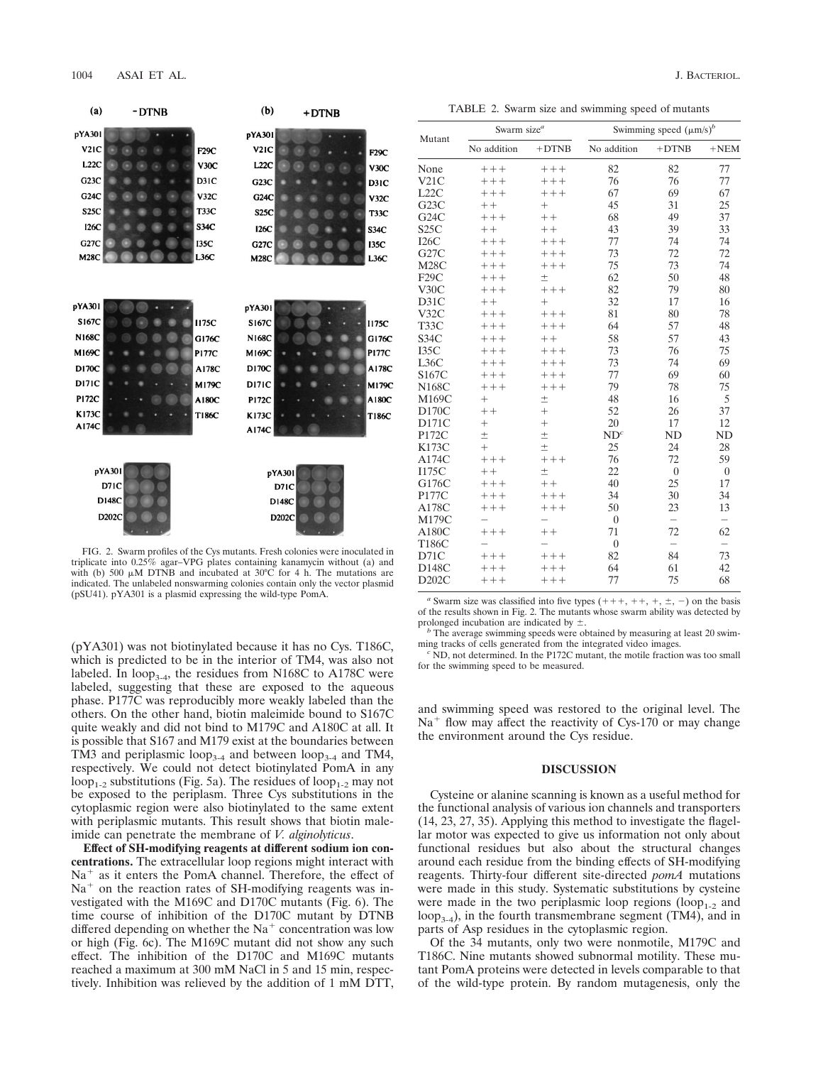FIG. 2. Swarm profiles of the Cys mutants. Fresh colonies were inoculated in triplicate into 0.25% agar–VPG plates containing kanamycin without (a) and with (b) 500 μM DTNB and incubated at 30°C for 4 h. The mutations are indicated. The unlabeled nonswarming colonies contain only the vector plasmid (pSU41). pYA301 is a plasmid expressing the wild-type PomA.

(pYA301) was not biotinylated because it has no Cys. T186C, which is predicted to be in the interior of TM4, was also not labeled. In $loop_{3-4}$, the residues from N168C to A178C were labeled, suggesting that these are exposed to the aqueous phase. P177C was reproducibly more weakly labeled than the others. On the other hand, biotin maleimide bound to S167C quite weakly and did not bind to M179C and A180C at all. It is possible that S167 and M179 exist at the boundaries between TM3 and periplasmic $loop_{3-4}$ and between $loop_{3-4}$ and TM4, respectively. We could not detect biotinylated PomA in any $loop_{1-2}$ substitutions (Fig. 5a). The residues of $loop_{1-2}$ may not be exposed to the periplasm. Three Cys substitutions in the cytoplasmic region were also biotinylated to the same extent with periplasmic mutants. This result shows that biotin maleimide can penetrate the membrane of *V. alginolyticus*.

**Effect of SH-modifying reagents at different sodium ion concentrations.** The extracellular loop regions might interact with $Na^+$ as it enters the PomA channel. Therefore, the effect of $Na^+$ on the reaction rates of SH-modifying reagents was investigated with the M169C and D170C mutants (Fig. 6). The time course of inhibition of the D170C mutant by DTNB differed depending on whether the $Na^+$ concentration was low or high (Fig. 6c). The M169C mutant did not show any such effect. The inhibition of the D170C and M169C mutants reached a maximum at 300 mM NaCl in 5 and 15 min, respectively. Inhibition was relieved by the addition of 1 mM DTT, and swimming speed was restored to the original level. The $Na^+$ flow may affect the reactivity of Cys-170 or may change the environment around the Cys residue.

TABLE 2. Swarm size and swimming speed of mutants

| Mutant | Swarm size[a] | | Swimming speed (μm/s)[b] | | |
|---|---|---|---|---|---|
| | No addition | +DTNB | No addition | +DTNB | +NEM |
| None | +++ | +++ | 82 | 82 | 77 |
| V21C | +++ | +++ | 76 | 76 | 77 |
| L22C | +++ | +++ | 67 | 69 | 67 |
| G23C | ++ | + | 45 | 31 | 25 |
| G24C | +++ | ++ | 68 | 49 | 37 |
| S25C | ++ | ++ | 43 | 39 | 33 |
| I26C | +++ | +++ | 77 | 74 | 74 |
| G27C | +++ | +++ | 73 | 72 | 72 |
| M28C | +++ | +++ | 75 | 73 | 74 |
| F29C | +++ | ± | 62 | 50 | 48 |
| V30C | +++ | +++ | 82 | 79 | 80 |
| D31C | ++ | + | 32 | 17 | 16 |
| V32C | +++ | +++ | 81 | 80 | 78 |
| T33C | +++ | +++ | 64 | 57 | 48 |
| S34C | +++ | ++ | 58 | 57 | 43 |
| I35C | +++ | +++ | 73 | 76 | 75 |
| L36C | +++ | +++ | 73 | 74 | 69 |
| S167C | +++ | +++ | 77 | 69 | 60 |
| N168C | +++ | +++ | 79 | 78 | 75 |
| M169C | + | ± | 48 | 16 | 5 |
| D170C | ++ | + | 52 | 26 | 37 |
| D171C | + | + | 20 | 17 | 12 |
| P172C | ± | ± | ND[c] | ND | ND |
| K173C | + | ± | 25 | 24 | 28 |
| A174C | +++ | +++ | 76 | 72 | 59 |
| I175C | ++ | ± | 22 | 0 | 0 |
| G176C | +++ | ++ | 40 | 25 | 17 |
| P177C | +++ | +++ | 34 | 30 | 34 |
| A178C | +++ | +++ | 50 | 23 | 13 |
| M179C | − | − | 0 | − | − |
| A180C | +++ | ++ | 71 | 72 | 62 |
| T186C | − | − | 0 | − | − |
| D71C | +++ | +++ | 82 | 84 | 73 |
| D148C | +++ | +++ | 64 | 61 | 42 |
| D202C | +++ | +++ | 77 | 75 | 68 |

[a] Swarm size was classified into five types (+++, ++, +, ±, −) on the basis of the results shown in Fig. 2. The mutants whose swarm ability was detected by prolonged incubation are indicated by ±.

[b] The average swimming speeds were obtained by measuring at least 20 swimming tracks of cells generated from the integrated video images.

[c] ND, not determined. In the P172C mutant, the motile fraction was too small for the swimming speed to be measured.

## DISCUSSION

Cysteine or alanine scanning is known as a useful method for the functional analysis of various ion channels and transporters (14, 23, 27, 35). Applying this method to investigate the flagellar motor was expected to give us information not only about functional residues but also about the structural changes around each residue from the binding effects of SH-modifying reagents. Thirty-four different site-directed *pomA* mutations were made in this study. Systematic substitutions by cysteine were made in the two periplasmic loop regions ($loop_{1-2}$ and $loop_{3-4}$), in the fourth transmembrane segment (TM4), and in parts of Asp residues in the cytoplasmic region.

Of the 34 mutants, only two were nonmotile, M179C and T186C. Nine mutants showed subnormal motility. These mutant PomA proteins were detected in levels comparable to that of the wild-type protein. By random mutagenesis, only the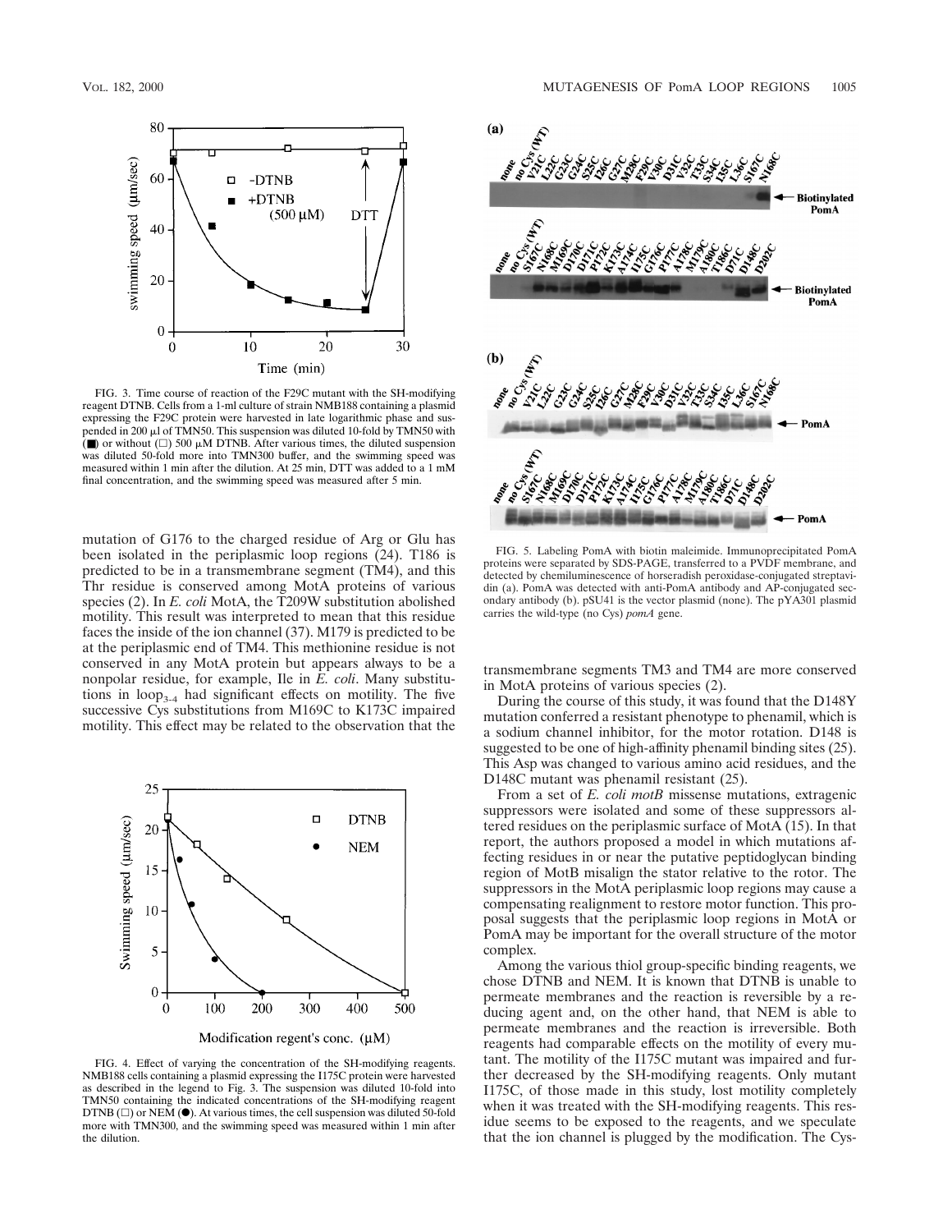FIG. 3. Time course of reaction of the F29C mutant with the SH-modifying reagent DTNB. Cells from a 1-ml culture of strain NMB188 containing a plasmid expressing the F29C protein were harvested in late logarithmic phase and suspended in 200 μl of TMN50. This suspension was diluted 10-fold by TMN50 with (■) or without (□) 500 μM DTNB. After various times, the diluted suspension was diluted 50-fold more into TMN300 buffer, and the swimming speed was measured within 1 min after the dilution. At 25 min, DTT was added to a 1 mM final concentration, and the swimming speed was measured after 5 min.

mutation of G176 to the charged residue of Arg or Glu has been isolated in the periplasmic loop regions (24). T186 is predicted to be in a transmembrane segment (TM4), and this Thr residue is conserved among MotA proteins of various species (2). In *E. coli* MotA, the T209W substitution abolished motility. This result was interpreted to mean that this residue faces the inside of the ion channel (37). M179 is predicted to be at the periplasmic end of TM4. This methionine residue is not conserved in any MotA protein but appears always to be a nonpolar residue, for example, Ile in *E. coli*. Many substitutions in $loop_{3-4}$ had significant effects on motility. The five successive Cys substitutions from M169C to K173C impaired motility. This effect may be related to the observation that the transmembrane segments TM3 and TM4 are more conserved in MotA proteins of various species (2).

FIG. 4. Effect of varying the concentration of the SH-modifying reagents. NMB188 cells containing a plasmid expressing the I175C protein were harvested as described in the legend to Fig. 3. The suspension was diluted 10-fold into TMN50 containing the indicated concentrations of the SH-modifying reagent DTNB (□) or NEM (●). At various times, the cell suspension was diluted 50-fold more with TMN300, and the swimming speed was measured within 1 min after the dilution.

FIG. 5. Labeling PomA with biotin maleimide. Immunoprecipitated PomA proteins were separated by SDS-PAGE, transferred to a PVDF membrane, and detected by chemiluminescence of horseradish peroxidase-conjugated streptavidin (a). PomA was detected with anti-PomA antibody and AP-conjugated secondary antibody (b). pSU41 is the vector plasmid (none). The pYA301 plasmid carries the wild-type (no Cys) *pomA* gene.

During the course of this study, it was found that the D148Y mutation conferred a resistant phenotype to phenamil, which is a sodium channel inhibitor, for the motor rotation. D148 is suggested to be one of high-affinity phenamil binding sites (25). This Asp was changed to various amino acid residues, and the D148C mutant was phenamil resistant (25).

From a set of *E. coli motB* missense mutations, extragenic suppressors were isolated and some of these suppressors altered residues on the periplasmic surface of MotA (15). In that report, the authors proposed a model in which mutations affecting residues in or near the putative peptidoglycan binding region of MotB misalign the stator relative to the rotor. The suppressors in the MotA periplasmic loop regions may cause a compensating realignment to restore motor function. This proposal suggests that the periplasmic loop regions in MotA or PomA may be important for the overall structure of the motor complex.

Among the various thiol group-specific binding reagents, we chose DTNB and NEM. It is known that DTNB is unable to permeate membranes and the reaction is reversible by a reducing agent and, on the other hand, that NEM is able to permeate membranes and the reaction is irreversible. Both reagents had comparable effects on the motility of every mutant. The motility of the I175C mutant was impaired and further decreased by the SH-modifying reagents. Only mutant I175C, of those made in this study, lost motility completely when it was treated with the SH-modifying reagents. This residue seems to be exposed to the reagents, and we speculate that the ion channel is plugged by the modification. The Cys-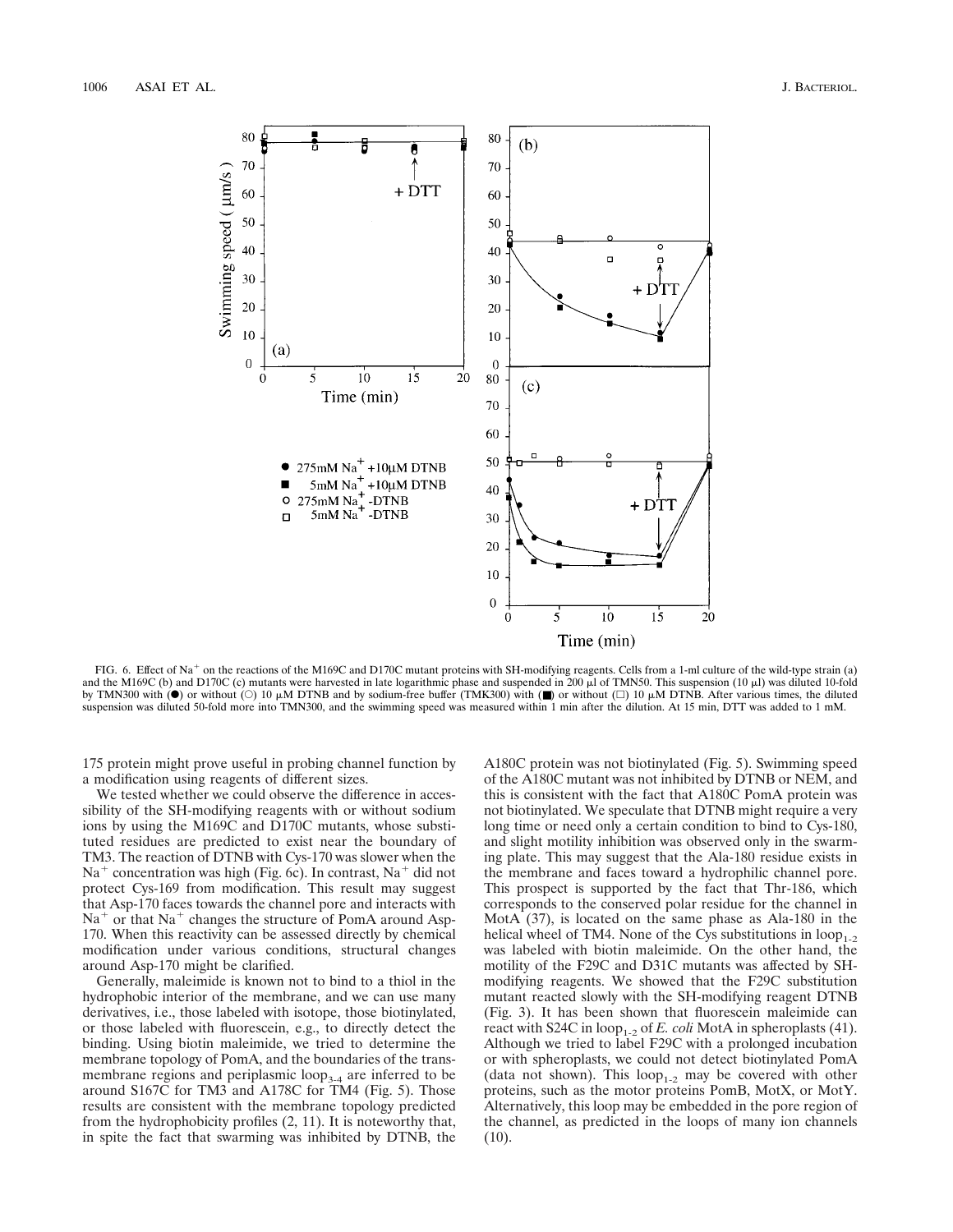FIG. 6. Effect of $Na^+$ on the reactions of the M169C and D170C mutant proteins with SH-modifying reagents. Cells from a 1-ml culture of the wild-type strain (a) and the M169C (b) and D170C (c) mutants were harvested in late logarithmic phase and suspended in 200 μl of TMN50. This suspension (10 μl) was diluted 10-fold by TMN300 with (●) or without (○) 10 μM DTNB and by sodium-free buffer (TMK300) with (■) or without (□) 10 μM DTNB. After various times, the diluted suspension was diluted 50-fold more into TMN300, and the swimming speed was measured within 1 min after the dilution. At 15 min, DTT was added to 1 mM.

175 protein might prove useful in probing channel function by a modification using reagents of different sizes.

We tested whether we could observe the difference in accessibility of the SH-modifying reagents with or without sodium ions by using the M169C and D170C mutants, whose substituted residues are predicted to exist near the boundary of TM3. The reaction of DTNB with Cys-170 was slower when the $Na^+$ concentration was high (Fig. 6c). In contrast, $Na^+$ did not protect Cys-169 from modification. This result may suggest that Asp-170 faces towards the channel pore and interacts with $Na^+$ or that $Na^+$ changes the structure of PomA around Asp-170. When this reactivity can be assessed directly by chemical modification under various conditions, structural changes around Asp-170 might be clarified.

Generally, maleimide is known not to bind to a thiol in the hydrophobic interior of the membrane, and we can use many derivatives, i.e., those labeled with isotope, those biotinylated, or those labeled with fluorescein, e.g., to directly detect the binding. Using biotin maleimide, we tried to determine the membrane topology of PomA, and the boundaries of the transmembrane regions and periplasmic $loop_{3-4}$ are inferred to be around S167C for TM3 and A178C for TM4 (Fig. 5). Those results are consistent with the membrane topology predicted from the hydrophobicity profiles (2, 11). It is noteworthy that, in spite the fact that swarming was inhibited by DTNB, the A180C protein was not biotinylated (Fig. 5). Swimming speed of the A180C mutant was not inhibited by DTNB or NEM, and this is consistent with the fact that A180C PomA protein was not biotinylated. We speculate that DTNB might require a very long time or need only a certain condition to bind to Cys-180, and slight motility inhibition was observed only in the swarming plate. This may suggest that the Ala-180 residue exists in the membrane and faces toward a hydrophilic channel pore. This prospect is supported by the fact that Thr-186, which corresponds to the conserved polar residue for the channel in MotA (37), is located on the same phase as Ala-180 in the helical wheel of TM4. None of the Cys substitutions in $loop_{1-2}$ was labeled with biotin maleimide. On the other hand, the motility of the F29C and D31C mutants was affected by SH-modifying reagents. We showed that the F29C substitution mutant reacted slowly with the SH-modifying reagent DTNB (Fig. 3). It has been shown that fluorescein maleimide can react with S24C in $loop_{1-2}$ of *E. coli* MotA in spheroplasts (41). Although we tried to label F29C with a prolonged incubation or with spheroplasts, we could not detect biotinylated PomA (data not shown). This $loop_{1-2}$ may be covered with other proteins, such as the motor proteins PomB, MotX, or MotY. Alternatively, this loop may be embedded in the pore region of the channel, as predicted in the loops of many ion channels (10).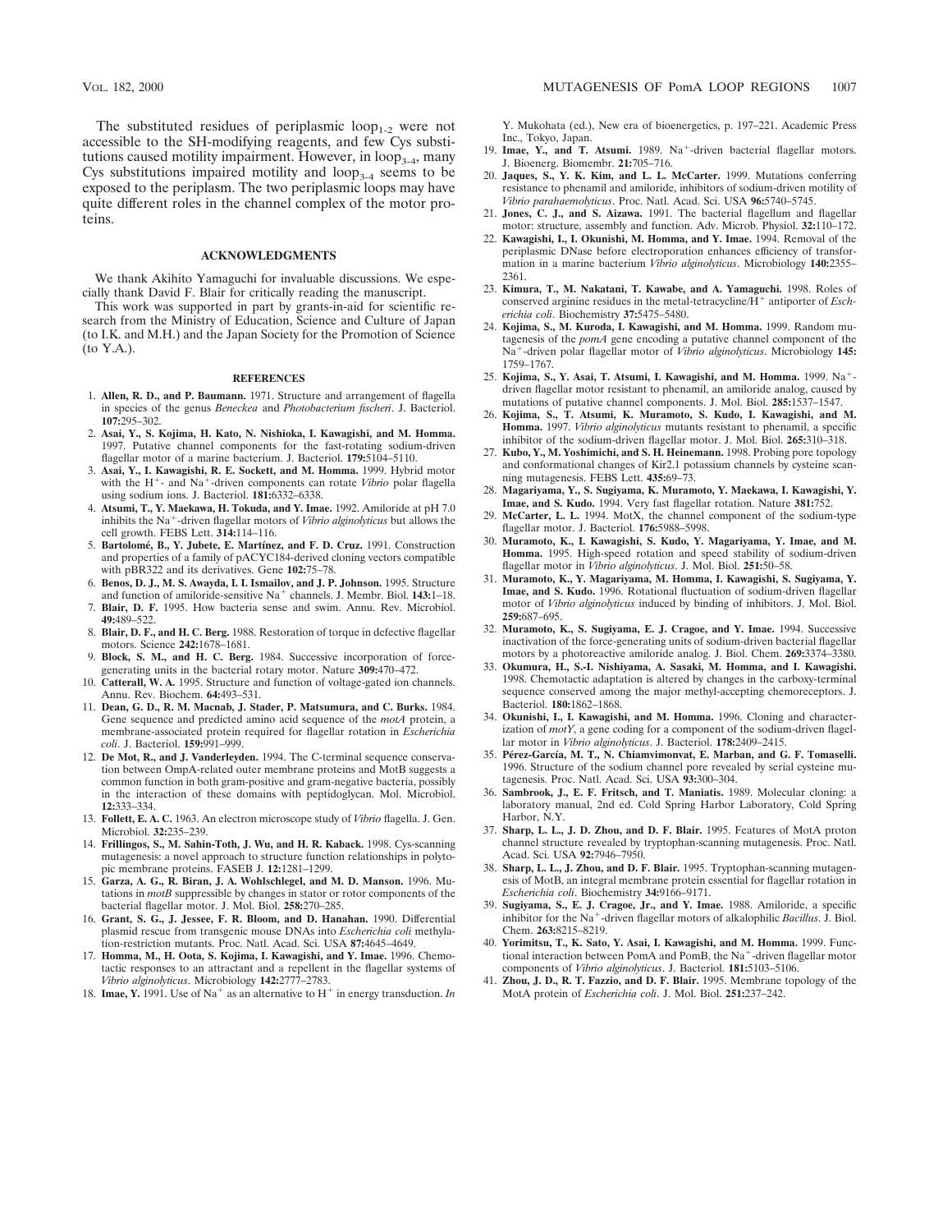The substituted residues of periplasmic $loop_{1-2}$ were not accessible to the SH-modifying reagents, and few Cys substitutions caused motility impairment. However, in $loop_{3-4}$, many Cys substitutions impaired motility and $loop_{3-4}$ seems to be exposed to the periplasm. The two periplasmic loops may have quite different roles in the channel complex of the motor proteins.

## ACKNOWLEDGMENTS

We thank Akihito Yamaguchi for invaluable discussions. We especially thank David F. Blair for critically reading the manuscript.

This work was supported in part by grants-in-aid for scientific research from the Ministry of Education, Science and Culture of Japan (to I.K. and M.H.) and the Japan Society for the Promotion of Science (to Y.A.).

## REFERENCES

1. **Allen, R. D., and P. Baumann.** 1971. Structure and arrangement of flagella in species of the genus *Beneckea* and *Photobacterium fischeri*. J. Bacteriol. **107:**295–302.
2. **Asai, Y., S. Kojima, H. Kato, N. Nishioka, I. Kawagishi, and M. Homma.** 1997. Putative channel components for the fast-rotating sodium-driven flagellar motor of a marine bacterium. J. Bacteriol. **179:**5104–5110.
3. **Asai, Y., I. Kawagishi, R. E. Sockett, and M. Homma.** 1999. Hybrid motor with the $H^+$- and $Na^+$-driven components can rotate *Vibrio* polar flagella using sodium ions. J. Bacteriol. **181:**6332–6338.
4. **Atsumi, T., Y. Maekawa, H. Tokuda, and Y. Imae.** 1992. Amiloride at pH 7.0 inhibits the $Na^+$-driven flagellar motors of *Vibrio alginolyticus* but allows the cell growth. FEBS Lett. **314:**114–116.
5. **Bartolomé, B., Y. Jubete, E. Martínez, and F. D. Cruz.** 1991. Construction and properties of a family of pACYC184-derived cloning vectors compatible with pBR322 and its derivatives. Gene **102:**75–78.
6. **Benos, D. J., M. S. Awayda, I. I. Ismailov, and J. P. Johnson.** 1995. Structure and function of amiloride-sensitive $Na^+$ channels. J. Membr. Biol. **143:**1–18.
7. **Blair, D. F.** 1995. How bacteria sense and swim. Annu. Rev. Microbiol. **49:**489–522.
8. **Blair, D. F., and H. C. Berg.** 1988. Restoration of torque in defective flagellar motors. Science **242:**1678–1681.
9. **Block, S. M., and H. C. Berg.** 1984. Successive incorporation of force-generating units in the bacterial rotary motor. Nature **309:**470–472.
10. **Catterall, W. A.** 1995. Structure and function of voltage-gated ion channels. Annu. Rev. Biochem. **64:**493–531.
11. **Dean, G. D., R. M. Macnab, J. Stader, P. Matsumura, and C. Burks.** 1984. Gene sequence and predicted amino acid sequence of the *motA* protein, a membrane-associated protein required for flagellar rotation in *Escherichia coli*. J. Bacteriol. **159:**991–999.
12. **De Mot, R., and J. Vanderleyden.** 1994. The C-terminal sequence conservation between OmpA-related outer membrane proteins and MotB suggests a common function in both gram-positive and gram-negative bacteria, possibly in the interaction of these domains with peptidoglycan. Mol. Microbiol. **12:**333–334.
13. **Follett, E. A. C.** 1963. An electron microscope study of *Vibrio* flagella. J. Gen. Microbiol. **32:**235–239.
14. **Frillingos, S., M. Sahin-Toth, J. Wu, and H. R. Kaback.** 1998. Cys-scanning mutagenesis: a novel approach to structure function relationships in polytopic membrane proteins. FASEB J. **12:**1281–1299.
15. **Garza, A. G., R. Biran, J. A. Wohlschlegel, and M. D. Manson.** 1996. Mutations in *motB* suppressible by changes in stator or rotor components of the bacterial flagellar motor. J. Mol. Biol. **258:**270–285.
16. **Grant, S. G., J. Jessee, F. R. Bloom, and D. Hanahan.** 1990. Differential plasmid rescue from transgenic mouse DNAs into *Escherichia coli* methylation-restriction mutants. Proc. Natl. Acad. Sci. USA **87:**4645–4649.
17. **Homma, M., H. Oota, S. Kojima, I. Kawagishi, and Y. Imae.** 1996. Chemotactic responses to an attractant and a repellent in the flagellar systems of *Vibrio alginolyticus*. Microbiology **142:**2777–2783.
18. **Imae, Y.** 1991. Use of $Na^+$ as an alternative to $H^+$ in energy transduction. *In* Y. Mukohata (ed.), New era of bioenergetics, p. 197–221. Academic Press Inc., Tokyo, Japan.
19. **Imae, Y., and T. Atsumi.** 1989. $Na^+$-driven bacterial flagellar motors. J. Bioenerg. Biomembr. **21:**705–716.
20. **Jaques, S., Y. K. Kim, and L. L. McCarter.** 1999. Mutations conferring resistance to phenamil and amiloride, inhibitors of sodium-driven motility of *Vibrio parahaemolyticus*. Proc. Natl. Acad. Sci. USA **96:**5740–5745.
21. **Jones, C. J., and S. Aizawa.** 1991. The bacterial flagellum and flagellar motor: structure, assembly and function. Adv. Microb. Physiol. **32:**110–172.
22. **Kawagishi, I., I. Okunishi, M. Homma, and Y. Imae.** 1994. Removal of the periplasmic DNase before electroporation enhances efficiency of transformation in a marine bacterium *Vibrio alginolyticus*. Microbiology **140:**2355–2361.
23. **Kimura, T., M. Nakatani, T. Kawabe, and A. Yamaguchi.** 1998. Roles of conserved arginine residues in the metal-tetracycline/$H^+$ antiporter of *Escherichia coli*. Biochemistry **37:**5475–5480.
24. **Kojima, S., M. Kuroda, I. Kawagishi, and M. Homma.** 1999. Random mutagenesis of the *pomA* gene encoding a putative channel component of the $Na^+$-driven polar flagellar motor of *Vibrio alginolyticus*. Microbiology **145:**1759–1767.
25. **Kojima, S., Y. Asai, T. Atsumi, I. Kawagishi, and M. Homma.** 1999. $Na^+$-driven flagellar motor resistant to phenamil, an amiloride analog, caused by mutations of putative channel components. J. Mol. Biol. **285:**1537–1547.
26. **Kojima, S., T. Atsumi, K. Muramoto, S. Kudo, I. Kawagishi, and M. Homma.** 1997. *Vibrio alginolyticus* mutants resistant to phenamil, a specific inhibitor of the sodium-driven flagellar motor. J. Mol. Biol. **265:**310–318.
27. **Kubo, Y., M. Yoshimichi, and S. H. Heinemann.** 1998. Probing pore topology and conformational changes of Kir2.1 potassium channels by cysteine scanning mutagenesis. FEBS Lett. **435:**69–73.
28. **Magariyama, Y., S. Sugiyama, K. Muramoto, Y. Maekawa, I. Kawagishi, Y. Imae, and S. Kudo.** 1994. Very fast flagellar rotation. Nature **381:**752.
29. **McCarter, L. L.** 1994. MotX, the channel component of the sodium-type flagellar motor. J. Bacteriol. **176:**5988–5998.
30. **Muramoto, K., I. Kawagishi, S. Kudo, Y. Magariyama, Y. Imae, and M. Homma.** 1995. High-speed rotation and speed stability of sodium-driven flagellar motor in *Vibrio alginolyticus*. J. Mol. Biol. **251:**50–58.
31. **Muramoto, K., Y. Magariyama, M. Homma, I. Kawagishi, S. Sugiyama, Y. Imae, and S. Kudo.** 1996. Rotational fluctuation of sodium-driven flagellar motor of *Vibrio alginolyticus* induced by binding of inhibitors. J. Mol. Biol. **259:**687–695.
32. **Muramoto, K., S. Sugiyama, E. J. Cragoe, and Y. Imae.** 1994. Successive inactivation of the force-generating units of sodium-driven bacterial flagellar motors by a photoreactive amiloride analog. J. Biol. Chem. **269:**3374–3380.
33. **Okumura, H., S.-I. Nishiyama, A. Sasaki, M. Homma, and I. Kawagishi.** 1998. Chemotactic adaptation is altered by changes in the carboxy-terminal sequence conserved among the major methyl-accepting chemoreceptors. J. Bacteriol. **180:**1862–1868.
34. **Okunishi, I., I. Kawagishi, and M. Homma.** 1996. Cloning and characterization of *motY*, a gene coding for a component of the sodium-driven flagellar motor in *Vibrio alginolyticus*. J. Bacteriol. **178:**2409–2415.
35. **Pérez-García, M. T., N. Chiamvimonvat, E. Marban, and G. F. Tomaselli.** 1996. Structure of the sodium channel pore revealed by serial cysteine mutagenesis. Proc. Natl. Acad. Sci. USA **93:**300–304.
36. **Sambrook, J., E. F. Fritsch, and T. Maniatis.** 1989. Molecular cloning: a laboratory manual, 2nd ed. Cold Spring Harbor Laboratory, Cold Spring Harbor, N.Y.
37. **Sharp, L. L., J. D. Zhou, and D. F. Blair.** 1995. Features of MotA proton channel structure revealed by tryptophan-scanning mutagenesis. Proc. Natl. Acad. Sci. USA **92:**7946–7950.
38. **Sharp, L. L., J. Zhou, and D. F. Blair.** 1995. Tryptophan-scanning mutagenesis of MotB, an integral membrane protein essential for flagellar rotation in *Escherichia coli*. Biochemistry **34:**9166–9171.
39. **Sugiyama, S., E. J. Cragoe, Jr., and Y. Imae.** 1988. Amiloride, a specific inhibitor for the $Na^+$-driven flagellar motors of alkalophilic *Bacillus*. J. Biol. Chem. **263:**8215–8219.
40. **Yorimitsu, T., K. Sato, Y. Asai, I. Kawagishi, and M. Homma.** 1999. Functional interaction between PomA and PomB, the $Na^+$-driven flagellar motor components of *Vibrio alginolyticus*. J. Bacteriol. **181:**5103–5106.
41. **Zhou, J. D., R. T. Fazzio, and D. F. Blair.** 1995. Membrane topology of the MotA protein of *Escherichia coli*. J. Mol. Biol. **251:**237–242.